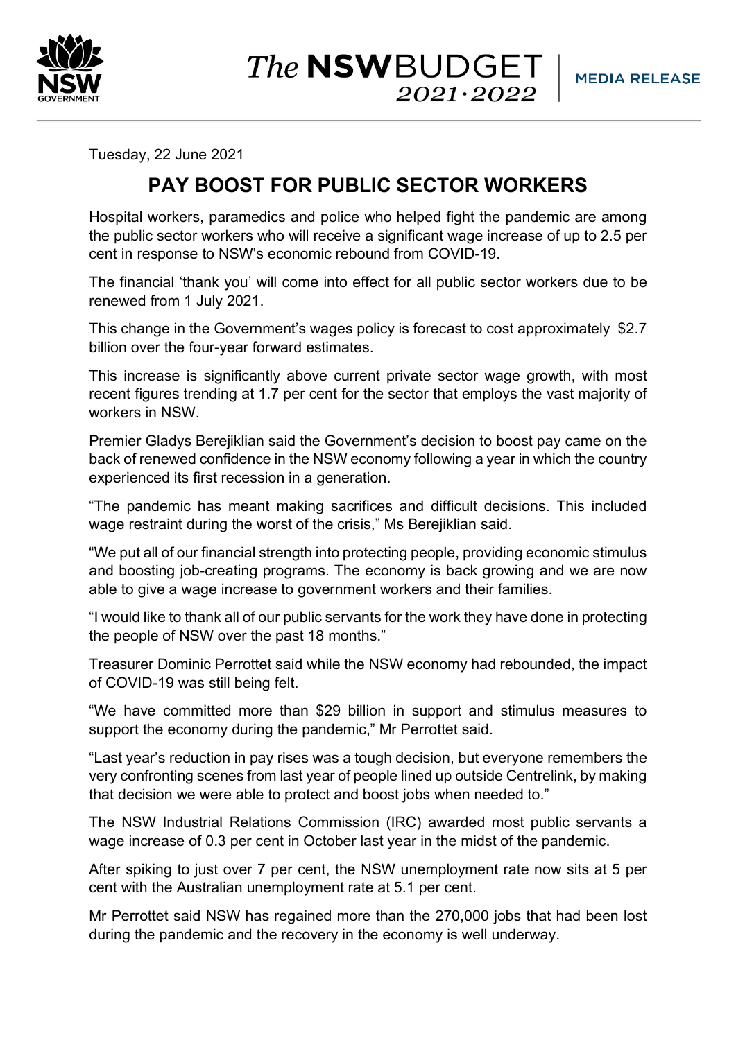*The* **NSW**BUDGET *2021·2022* | **MEDIA RELEASE**

Tuesday, 22 June 2021

# PAY BOOST FOR PUBLIC SECTOR WORKERS

Hospital workers, paramedics and police who helped fight the pandemic are among the public sector workers who will receive a significant wage increase of up to 2.5 per cent in response to NSW's economic rebound from COVID-19.

The financial 'thank you' will come into effect for all public sector workers due to be renewed from 1 July 2021.

This change in the Government's wages policy is forecast to cost approximately $2.7 billion over the four-year forward estimates.

This increase is significantly above current private sector wage growth, with most recent figures trending at 1.7 per cent for the sector that employs the vast majority of workers in NSW.

Premier Gladys Berejiklian said the Government's decision to boost pay came on the back of renewed confidence in the NSW economy following a year in which the country experienced its first recession in a generation.

"The pandemic has meant making sacrifices and difficult decisions. This included wage restraint during the worst of the crisis," Ms Berejiklian said.

"We put all of our financial strength into protecting people, providing economic stimulus and boosting job-creating programs. The economy is back growing and we are now able to give a wage increase to government workers and their families.

"I would like to thank all of our public servants for the work they have done in protecting the people of NSW over the past 18 months."

Treasurer Dominic Perrottet said while the NSW economy had rebounded, the impact of COVID-19 was still being felt.

"We have committed more than $29 billion in support and stimulus measures to support the economy during the pandemic," Mr Perrottet said.

"Last year's reduction in pay rises was a tough decision, but everyone remembers the very confronting scenes from last year of people lined up outside Centrelink, by making that decision we were able to protect and boost jobs when needed to."

The NSW Industrial Relations Commission (IRC) awarded most public servants a wage increase of 0.3 per cent in October last year in the midst of the pandemic.

After spiking to just over 7 per cent, the NSW unemployment rate now sits at 5 per cent with the Australian unemployment rate at 5.1 per cent.

Mr Perrottet said NSW has regained more than the 270,000 jobs that had been lost during the pandemic and the recovery in the economy is well underway.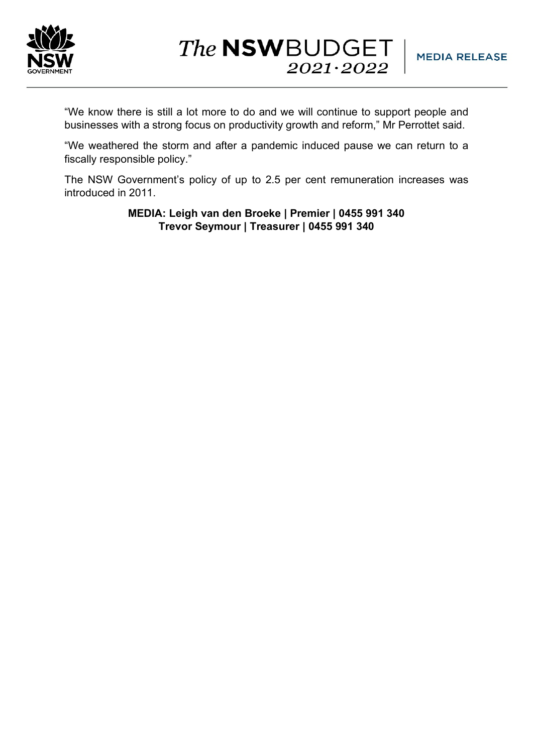"We know there is still a lot more to do and we will continue to support people and businesses with a strong focus on productivity growth and reform," Mr Perrottet said.

"We weathered the storm and after a pandemic induced pause we can return to a fiscally responsible policy."

The NSW Government's policy of up to 2.5 per cent remuneration increases was introduced in 2011.

**MEDIA: Leigh van den Broeke | Premier | 0455 991 340**
**Trevor Seymour | Treasurer | 0455 991 340**